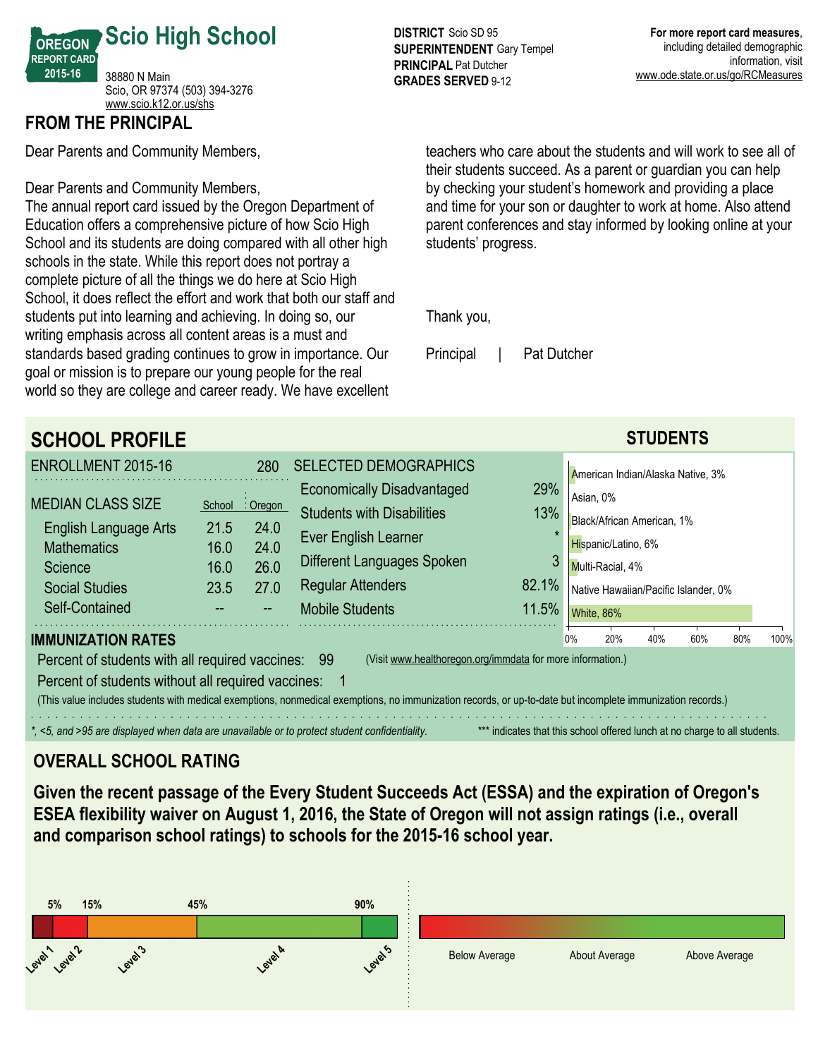# Scio High School

OREGON REPORT CARD 2015-16

38880 N Main
Scio, OR 97374 (503) 394-3276
www.scio.k12.or.us/shs

**DISTRICT** Scio SD 95
**SUPERINTENDENT** Gary Tempel
**PRINCIPAL** Pat Dutcher
**GRADES SERVED** 9-12

**For more report card measures**, including detailed demographic information, visit www.ode.state.or.us/go/RCMeasures

## FROM THE PRINCIPAL

Dear Parents and Community Members,

Dear Parents and Community Members,
The annual report card issued by the Oregon Department of Education offers a comprehensive picture of how Scio High School and its students are doing compared with all other high schools in the state. While this report does not portray a complete picture of all the things we do here at Scio High School, it does reflect the effort and work that both our staff and students put into learning and achieving. In doing so, our writing emphasis across all content areas is a must and standards based grading continues to grow in importance. Our goal or mission is to prepare our young people for the real world so they are college and career ready. We have excellent teachers who care about the students and will work to see all of their students succeed. As a parent or guardian you can help by checking your student's homework and providing a place and time for your son or daughter to work at home. Also attend parent conferences and stay informed by looking online at your students' progress.

Thank you,

Principal | Pat Dutcher

## SCHOOL PROFILE

**ENROLLMENT 2015-16** 280

| MEDIAN CLASS SIZE | School | Oregon |
|---|---|---|
| English Language Arts | 21.5 | 24.0 |
| Mathematics | 16.0 | 24.0 |
| Science | 16.0 | 26.0 |
| Social Studies | 23.5 | 27.0 |
| Self-Contained | -- | -- |

| SELECTED DEMOGRAPHICS | |
|---|---|
| Economically Disadvantaged | 29% |
| Students with Disabilities | 13% |
| Ever English Learner | * |
| Different Languages Spoken | 3 |
| Regular Attenders | 82.1% |
| Mobile Students | 11.5% |

### STUDENTS

| Race/Ethnicity | Percent |
|---|---|
| American Indian/Alaska Native | 3% |
| Asian | 0% |
| Black/African American | 1% |
| Hispanic/Latino | 6% |
| Multi-Racial | 4% |
| Native Hawaiian/Pacific Islander | 0% |
| White | 86% |

### IMMUNIZATION RATES

Percent of students with all required vaccines: 99 (Visit www.healthoregon.org/immdata for more information.)

Percent of students without all required vaccines: 1

(This value includes students with medical exemptions, nonmedical exemptions, no immunization records, or up-to-date but incomplete immunization records.)

*, <5, and >95 are displayed when data are unavailable or to protect student confidentiality.

*** indicates that this school offered lunch at no charge to all students.

## OVERALL SCHOOL RATING

**Given the recent passage of the Every Student Succeeds Act (ESSA) and the expiration of Oregon's ESEA flexibility waiver on August 1, 2016, the State of Oregon will not assign ratings (i.e., overall and comparison school ratings) to schools for the 2015-16 school year.**

5% 15% 45% 90%

Level 1, Level 2, Level 3, Level 4, Level 5

Below Average | About Average | Above Average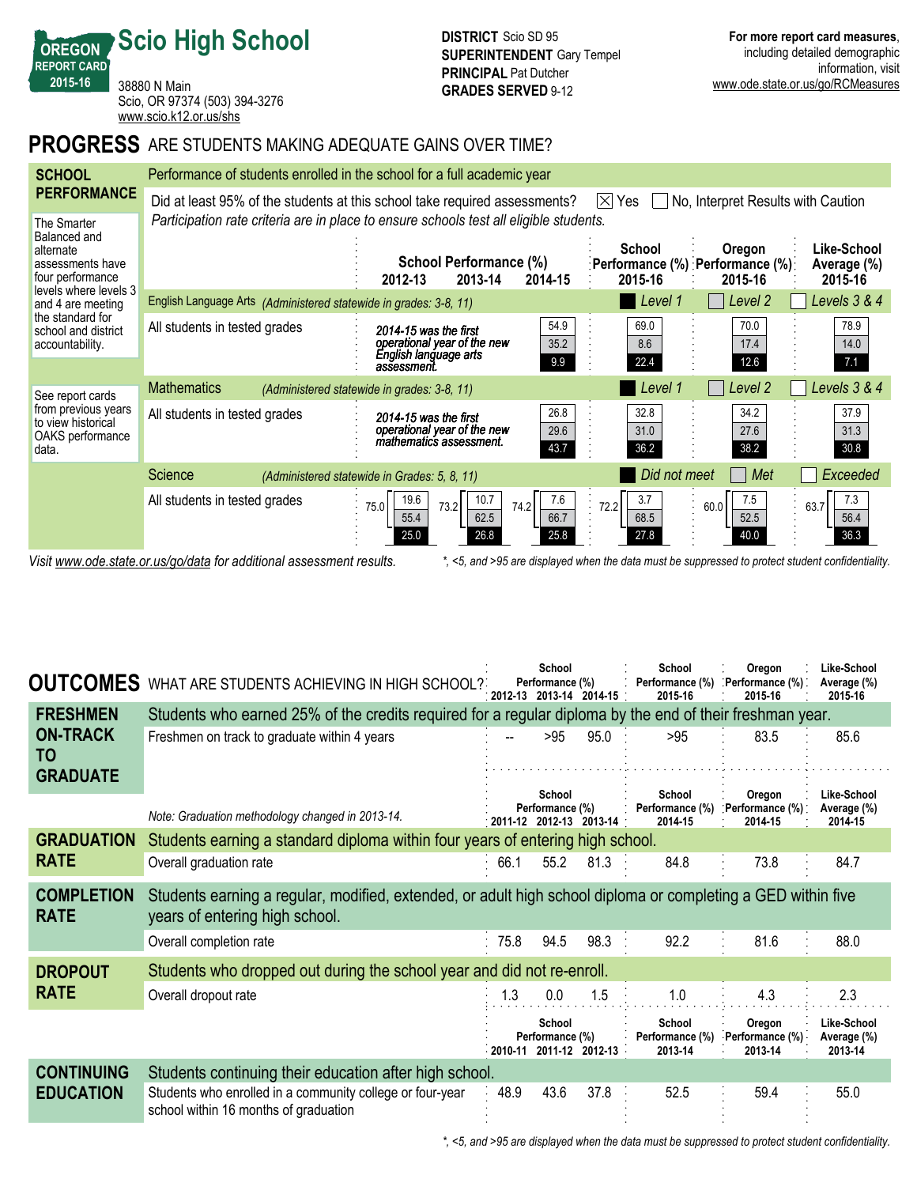# Scio High School

**OREGON REPORT CARD 2015-16**

38880 N Main
Scio, OR 97374 (503) 394-3276
www.scio.k12.or.us/shs

**DISTRICT** Scio SD 95
**SUPERINTENDENT** Gary Tempel
**PRINCIPAL** Pat Dutcher
**GRADES SERVED** 9-12

**For more report card measures**, including detailed demographic information, visit www.ode.state.or.us/go/RCMeasures

## PROGRESS ARE STUDENTS MAKING ADEQUATE GAINS OVER TIME?

### SCHOOL PERFORMANCE

Performance of students enrolled in the school for a full academic year

Did at least 95% of the students at this school take required assessments? ☒ Yes ☐ No, Interpret Results with Caution

*Participation rate criteria are in place to ensure schools test all eligible students.*

The Smarter Balanced and alternate assessments have four performance levels where levels 3 and 4 are meeting the standard for school and district accountability.

See report cards from previous years to view historical OAKS performance data.

**English Language Arts** *(Administered statewide in grades: 3-8, 11)* — Level 1 / Level 2 / Levels 3 & 4

| | School Performance (%) 2012-13 | 2013-14 | 2014-15 | School Performance (%) 2015-16 | Oregon Performance (%) 2015-16 | Like-School Average (%) 2015-16 |
|---|---|---|---|---|---|---|
| All students in tested grades — Levels 3 & 4 | *2014-15 was the first operational year of the new English language arts assessment.* | | 54.9 | 69.0 | 70.0 | 78.9 |
| Level 2 | | | 35.2 | 8.6 | 17.4 | 14.0 |
| Level 1 | | | 9.9 | 22.4 | 12.6 | 7.1 |

**Mathematics** *(Administered statewide in grades: 3-8, 11)* — Level 1 / Level 2 / Levels 3 & 4

| | 2012-13 | 2013-14 | 2014-15 | School 2015-16 | Oregon 2015-16 | Like-School 2015-16 |
|---|---|---|---|---|---|---|
| All students in tested grades — Levels 3 & 4 | *2014-15 was the first operational year of the new mathematics assessment.* | | 26.8 | 32.8 | 34.2 | 37.9 |
| Level 2 | | | 29.6 | 31.0 | 27.6 | 31.3 |
| Level 1 | | | 43.7 | 36.2 | 38.2 | 30.8 |

**Science** *(Administered statewide in Grades: 5, 8, 11)* — Did not meet / Met / Exceeded

| | 2012-13 | 2013-14 | 2014-15 | School 2015-16 | Oregon 2015-16 | Like-School 2015-16 |
|---|---|---|---|---|---|---|
| All students in tested grades (Met + Exceeded) | 75.0 | 73.2 | 74.2 | 72.2 | 60.0 | 63.7 |
| Exceeded | 19.6 | 10.7 | 7.6 | 3.7 | 7.5 | 7.3 |
| Met | 55.4 | 62.5 | 66.7 | 68.5 | 52.5 | 56.4 |
| Did not meet | 25.0 | 26.8 | 25.8 | 27.8 | 40.0 | 36.3 |

*Visit www.ode.state.or.us/go/data for additional assessment results.*

*\*, <5, and >95 are displayed when the data must be suppressed to protect student confidentiality.*

## OUTCOMES WHAT ARE STUDENTS ACHIEVING IN HIGH SCHOOL?

| | School Performance (%) 2012-13 | 2013-14 | 2014-15 | School Performance (%) 2015-16 | Oregon Performance (%) 2015-16 | Like-School Average (%) 2015-16 |
|---|---|---|---|---|---|---|
| **FRESHMEN ON-TRACK TO GRADUATE** — Students who earned 25% of the credits required for a regular diploma by the end of their freshman year. | | | | | | |
| Freshmen on track to graduate within 4 years | -- | >95 | 95.0 | >95 | 83.5 | 85.6 |

*Note: Graduation methodology changed in 2013-14.*

| | School Performance (%) 2011-12 | 2012-13 | 2013-14 | School Performance (%) 2014-15 | Oregon Performance (%) 2014-15 | Like-School Average (%) 2014-15 |
|---|---|---|---|---|---|---|
| **GRADUATION RATE** — Students earning a standard diploma within four years of entering high school. | | | | | | |
| Overall graduation rate | 66.1 | 55.2 | 81.3 | 84.8 | 73.8 | 84.7 |
| **COMPLETION RATE** — Students earning a regular, modified, extended, or adult high school diploma or completing a GED within five years of entering high school. | | | | | | |
| Overall completion rate | 75.8 | 94.5 | 98.3 | 92.2 | 81.6 | 88.0 |
| **DROPOUT RATE** — Students who dropped out during the school year and did not re-enroll. | | | | | | |
| Overall dropout rate | 1.3 | 0.0 | 1.5 | 1.0 | 4.3 | 2.3 |

| | School Performance (%) 2010-11 | 2011-12 | 2012-13 | School Performance (%) 2013-14 | Oregon Performance (%) 2013-14 | Like-School Average (%) 2013-14 |
|---|---|---|---|---|---|---|
| **CONTINUING EDUCATION** — Students continuing their education after high school. | | | | | | |
| Students who enrolled in a community college or four-year school within 16 months of graduation | 48.9 | 43.6 | 37.8 | 52.5 | 59.4 | 55.0 |

*\*, <5, and >95 are displayed when the data must be suppressed to protect student confidentiality.*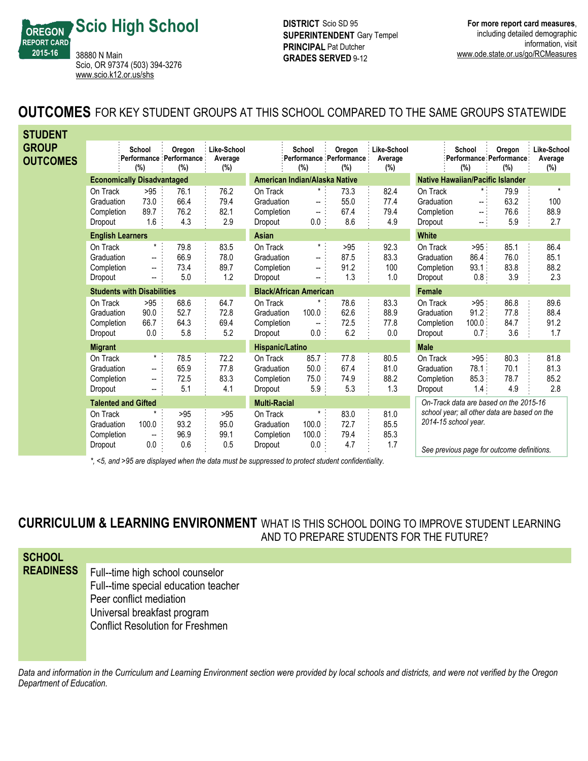# Scio High School

OREGON REPORT CARD 2015-16

38880 N Main
Scio, OR 97374 (503) 394-3276
www.scio.k12.or.us/shs

**DISTRICT** Scio SD 95
**SUPERINTENDENT** Gary Tempel
**PRINCIPAL** Pat Dutcher
**GRADES SERVED** 9-12

**For more report card measures**, including detailed demographic information, visit www.ode.state.or.us/go/RCMeasures

## OUTCOMES FOR KEY STUDENT GROUPS AT THIS SCHOOL COMPARED TO THE SAME GROUPS STATEWIDE

### STUDENT GROUP OUTCOMES

| | School Performance (%) | Oregon Performance (%) | Like-School Average (%) |
|---|---|---|---|
| **Economically Disadvantaged** | | | |
| On Track | >95 | 76.1 | 76.2 |
| Graduation | 73.0 | 66.4 | 79.4 |
| Completion | 89.7 | 76.2 | 82.1 |
| Dropout | 1.6 | 4.3 | 2.9 |
| **English Learners** | | | |
| On Track | * | 79.8 | 83.5 |
| Graduation | -- | 66.9 | 78.0 |
| Completion | -- | 73.4 | 89.7 |
| Dropout | -- | 5.0 | 1.2 |
| **Students with Disabilities** | | | |
| On Track | >95 | 68.6 | 64.7 |
| Graduation | 90.0 | 52.7 | 72.8 |
| Completion | 66.7 | 64.3 | 69.4 |
| Dropout | 0.0 | 5.8 | 5.2 |
| **Migrant** | | | |
| On Track | * | 78.5 | 72.2 |
| Graduation | -- | 65.9 | 77.8 |
| Completion | -- | 72.5 | 83.3 |
| Dropout | -- | 5.1 | 4.1 |
| **Talented and Gifted** | | | |
| On Track | * | >95 | >95 |
| Graduation | 100.0 | 93.2 | 95.0 |
| Completion | -- | 96.9 | 99.1 |
| Dropout | 0.0 | 0.6 | 0.5 |

| | School Performance (%) | Oregon Performance (%) | Like-School Average (%) |
|---|---|---|---|
| **American Indian/Alaska Native** | | | |
| On Track | * | 73.3 | 82.4 |
| Graduation | -- | 55.0 | 77.4 |
| Completion | -- | 67.4 | 79.4 |
| Dropout | 0.0 | 8.6 | 4.9 |
| **Asian** | | | |
| On Track | * | >95 | 92.3 |
| Graduation | -- | 87.5 | 83.3 |
| Completion | -- | 91.2 | 100 |
| Dropout | -- | 1.3 | 1.0 |
| **Black/African American** | | | |
| On Track | * | 78.6 | 83.3 |
| Graduation | 100.0 | 62.6 | 88.9 |
| Completion | -- | 72.5 | 77.8 |
| Dropout | 0.0 | 6.2 | 0.0 |
| **Hispanic/Latino** | | | |
| On Track | 85.7 | 77.8 | 80.5 |
| Graduation | 50.0 | 67.4 | 81.0 |
| Completion | 75.0 | 74.9 | 88.2 |
| Dropout | 5.9 | 5.3 | 1.3 |
| **Multi-Racial** | | | |
| On Track | * | 83.0 | 81.0 |
| Graduation | 100.0 | 72.7 | 85.5 |
| Completion | 100.0 | 79.4 | 85.3 |
| Dropout | 0.0 | 4.7 | 1.7 |

| | School Performance (%) | Oregon Performance (%) | Like-School Average (%) |
|---|---|---|---|
| **Native Hawaiian/Pacific Islander** | | | |
| On Track | * | 79.9 | * |
| Graduation | -- | 63.2 | 100 |
| Completion | -- | 76.6 | 88.9 |
| Dropout | -- | 5.9 | 2.7 |
| **White** | | | |
| On Track | >95 | 85.1 | 86.4 |
| Graduation | 86.4 | 76.0 | 85.1 |
| Completion | 93.1 | 83.8 | 88.2 |
| Dropout | 0.8 | 3.9 | 2.3 |
| **Female** | | | |
| On Track | >95 | 86.8 | 89.6 |
| Graduation | 91.2 | 77.8 | 88.4 |
| Completion | 100.0 | 84.7 | 91.2 |
| Dropout | 0.7 | 3.6 | 1.7 |
| **Male** | | | |
| On Track | >95 | 80.3 | 81.8 |
| Graduation | 78.1 | 70.1 | 81.3 |
| Completion | 85.3 | 78.7 | 85.2 |
| Dropout | 1.4 | 4.9 | 2.8 |

*On-Track data are based on the 2015-16 school year; all other data are based on the 2014-15 school year.*

*See previous page for outcome definitions.*

*\*, <5, and >95 are displayed when the data must be suppressed to protect student confidentiality.*

## CURRICULUM & LEARNING ENVIRONMENT WHAT IS THIS SCHOOL DOING TO IMPROVE STUDENT LEARNING AND TO PREPARE STUDENTS FOR THE FUTURE?

### SCHOOL READINESS

Full--time high school counselor
Full--time special education teacher
Peer conflict mediation
Universal breakfast program
Conflict Resolution for Freshmen

*Data and information in the Curriculum and Learning Environment section were provided by local schools and districts, and were not verified by the Oregon Department of Education.*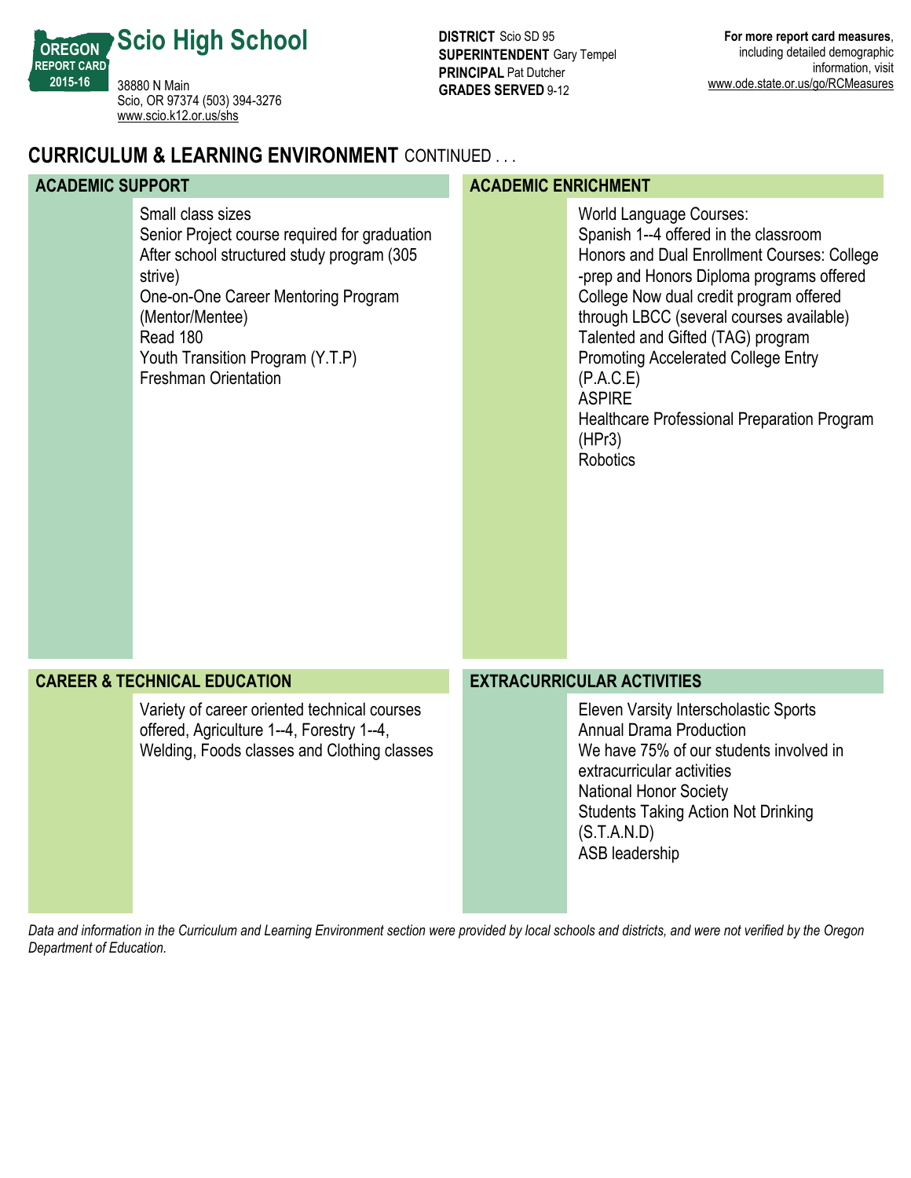# Scio High School

OREGON REPORT CARD 2015-16

38880 N Main
Scio, OR 97374 (503) 394-3276
www.scio.k12.or.us/shs

**DISTRICT** Scio SD 95
**SUPERINTENDENT** Gary Tempel
**PRINCIPAL** Pat Dutcher
**GRADES SERVED** 9-12

**For more report card measures**, including detailed demographic information, visit www.ode.state.or.us/go/RCMeasures

## CURRICULUM & LEARNING ENVIRONMENT CONTINUED . . .

### ACADEMIC SUPPORT

Small class sizes
Senior Project course required for graduation
After school structured study program (305 strive)
One-on-One Career Mentoring Program (Mentor/Mentee)
Read 180
Youth Transition Program (Y.T.P)
Freshman Orientation

### ACADEMIC ENRICHMENT

World Language Courses:
Spanish 1--4 offered in the classroom
Honors and Dual Enrollment Courses: College -prep and Honors Diploma programs offered
College Now dual credit program offered through LBCC (several courses available)
Talented and Gifted (TAG) program
Promoting Accelerated College Entry (P.A.C.E)
ASPIRE
Healthcare Professional Preparation Program (HPr3)
Robotics

### CAREER & TECHNICAL EDUCATION

Variety of career oriented technical courses offered, Agriculture 1--4, Forestry 1--4, Welding, Foods classes and Clothing classes

### EXTRACURRICULAR ACTIVITIES

Eleven Varsity Interscholastic Sports
Annual Drama Production
We have 75% of our students involved in extracurricular activities
National Honor Society
Students Taking Action Not Drinking (S.T.A.N.D)
ASB leadership

*Data and information in the Curriculum and Learning Environment section were provided by local schools and districts, and were not verified by the Oregon Department of Education.*